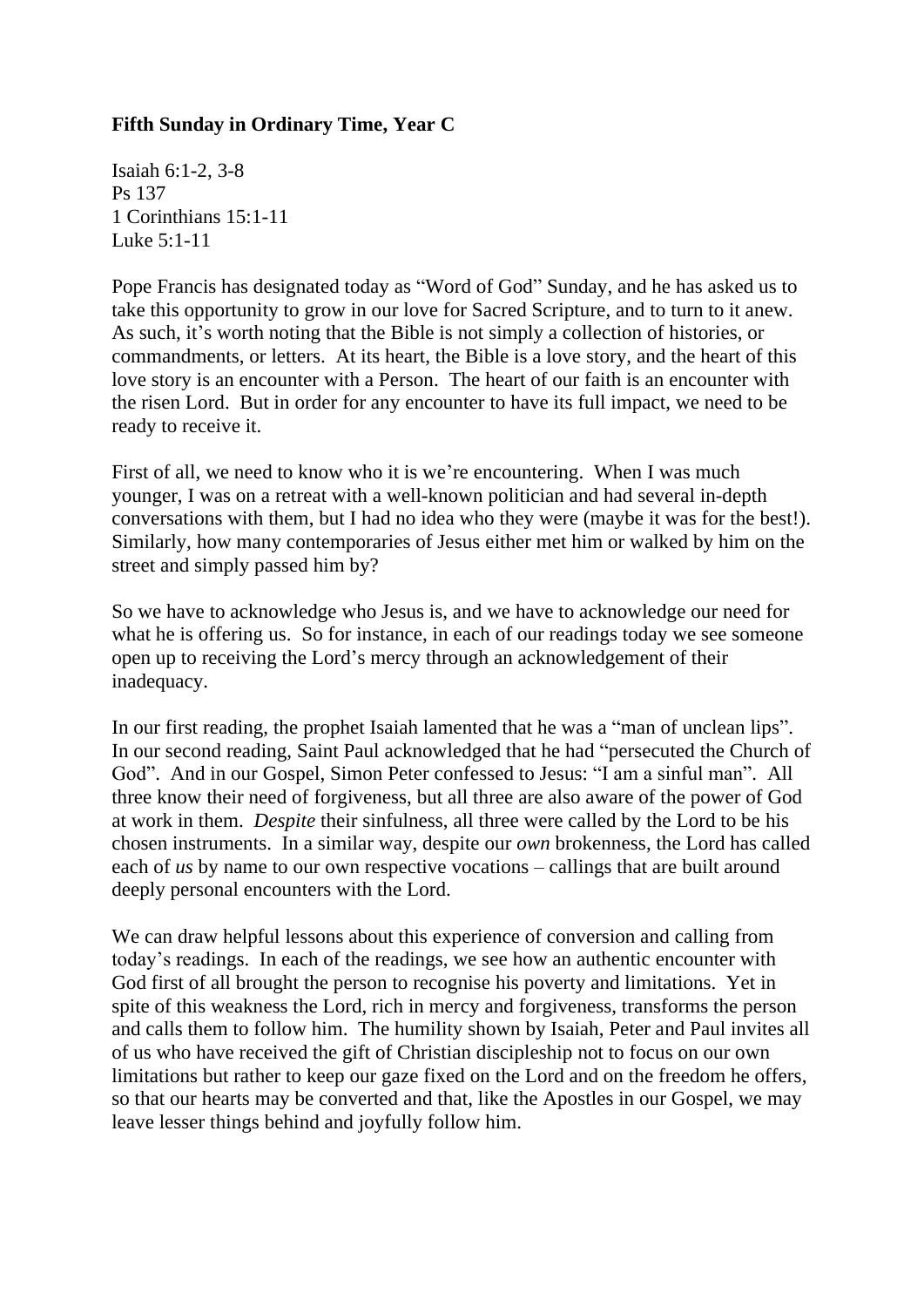**Fifth Sunday in Ordinary Time, Year C**

Isaiah 6:1-2, 3-8
Ps 137
1 Corinthians 15:1-11
Luke 5:1-11

Pope Francis has designated today as "Word of God" Sunday, and he has asked us to take this opportunity to grow in our love for Sacred Scripture, and to turn to it anew. As such, it's worth noting that the Bible is not simply a collection of histories, or commandments, or letters. At its heart, the Bible is a love story, and the heart of this love story is an encounter with a Person. The heart of our faith is an encounter with the risen Lord. But in order for any encounter to have its full impact, we need to be ready to receive it.

First of all, we need to know who it is we're encountering. When I was much younger, I was on a retreat with a well-known politician and had several in-depth conversations with them, but I had no idea who they were (maybe it was for the best!). Similarly, how many contemporaries of Jesus either met him or walked by him on the street and simply passed him by?

So we have to acknowledge who Jesus is, and we have to acknowledge our need for what he is offering us. So for instance, in each of our readings today we see someone open up to receiving the Lord's mercy through an acknowledgement of their inadequacy.

In our first reading, the prophet Isaiah lamented that he was a "man of unclean lips". In our second reading, Saint Paul acknowledged that he had "persecuted the Church of God". And in our Gospel, Simon Peter confessed to Jesus: "I am a sinful man". All three know their need of forgiveness, but all three are also aware of the power of God at work in them. *Despite* their sinfulness, all three were called by the Lord to be his chosen instruments. In a similar way, despite our *own* brokenness, the Lord has called each of *us* by name to our own respective vocations – callings that are built around deeply personal encounters with the Lord.

We can draw helpful lessons about this experience of conversion and calling from today's readings. In each of the readings, we see how an authentic encounter with God first of all brought the person to recognise his poverty and limitations. Yet in spite of this weakness the Lord, rich in mercy and forgiveness, transforms the person and calls them to follow him. The humility shown by Isaiah, Peter and Paul invites all of us who have received the gift of Christian discipleship not to focus on our own limitations but rather to keep our gaze fixed on the Lord and on the freedom he offers, so that our hearts may be converted and that, like the Apostles in our Gospel, we may leave lesser things behind and joyfully follow him.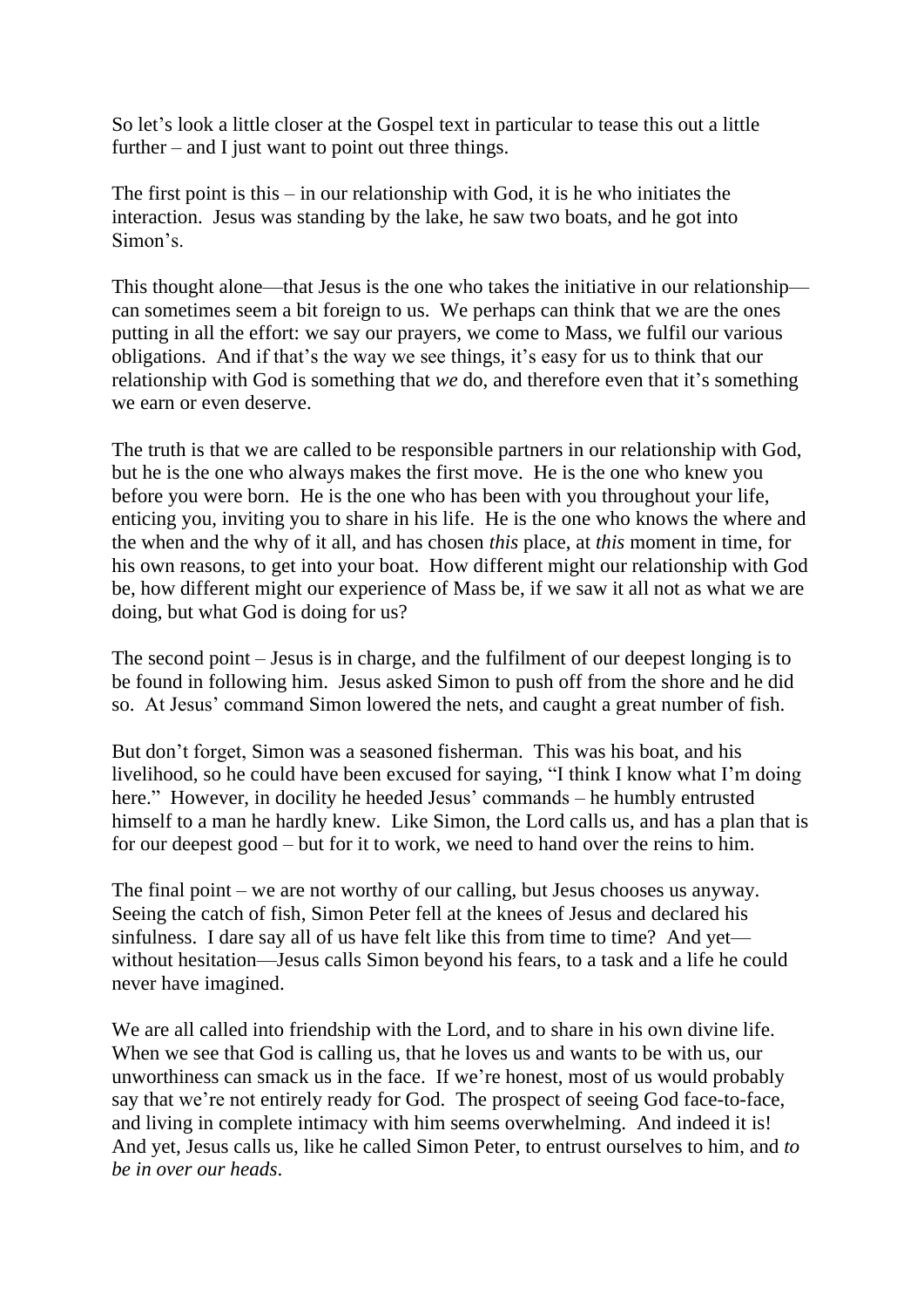So let's look a little closer at the Gospel text in particular to tease this out a little further – and I just want to point out three things.

The first point is this – in our relationship with God, it is he who initiates the interaction. Jesus was standing by the lake, he saw two boats, and he got into Simon's.

This thought alone—that Jesus is the one who takes the initiative in our relationship—can sometimes seem a bit foreign to us. We perhaps can think that we are the ones putting in all the effort: we say our prayers, we come to Mass, we fulfil our various obligations. And if that's the way we see things, it's easy for us to think that our relationship with God is something that *we* do, and therefore even that it's something we earn or even deserve.

The truth is that we are called to be responsible partners in our relationship with God, but he is the one who always makes the first move. He is the one who knew you before you were born. He is the one who has been with you throughout your life, enticing you, inviting you to share in his life. He is the one who knows the where and the when and the why of it all, and has chosen *this* place, at *this* moment in time, for his own reasons, to get into your boat. How different might our relationship with God be, how different might our experience of Mass be, if we saw it all not as what we are doing, but what God is doing for us?

The second point – Jesus is in charge, and the fulfilment of our deepest longing is to be found in following him. Jesus asked Simon to push off from the shore and he did so. At Jesus' command Simon lowered the nets, and caught a great number of fish.

But don't forget, Simon was a seasoned fisherman. This was his boat, and his livelihood, so he could have been excused for saying, "I think I know what I'm doing here." However, in docility he heeded Jesus' commands – he humbly entrusted himself to a man he hardly knew. Like Simon, the Lord calls us, and has a plan that is for our deepest good – but for it to work, we need to hand over the reins to him.

The final point – we are not worthy of our calling, but Jesus chooses us anyway. Seeing the catch of fish, Simon Peter fell at the knees of Jesus and declared his sinfulness. I dare say all of us have felt like this from time to time? And yet—without hesitation—Jesus calls Simon beyond his fears, to a task and a life he could never have imagined.

We are all called into friendship with the Lord, and to share in his own divine life. When we see that God is calling us, that he loves us and wants to be with us, our unworthiness can smack us in the face. If we're honest, most of us would probably say that we're not entirely ready for God. The prospect of seeing God face-to-face, and living in complete intimacy with him seems overwhelming. And indeed it is! And yet, Jesus calls us, like he called Simon Peter, to entrust ourselves to him, and *to be in over our heads*.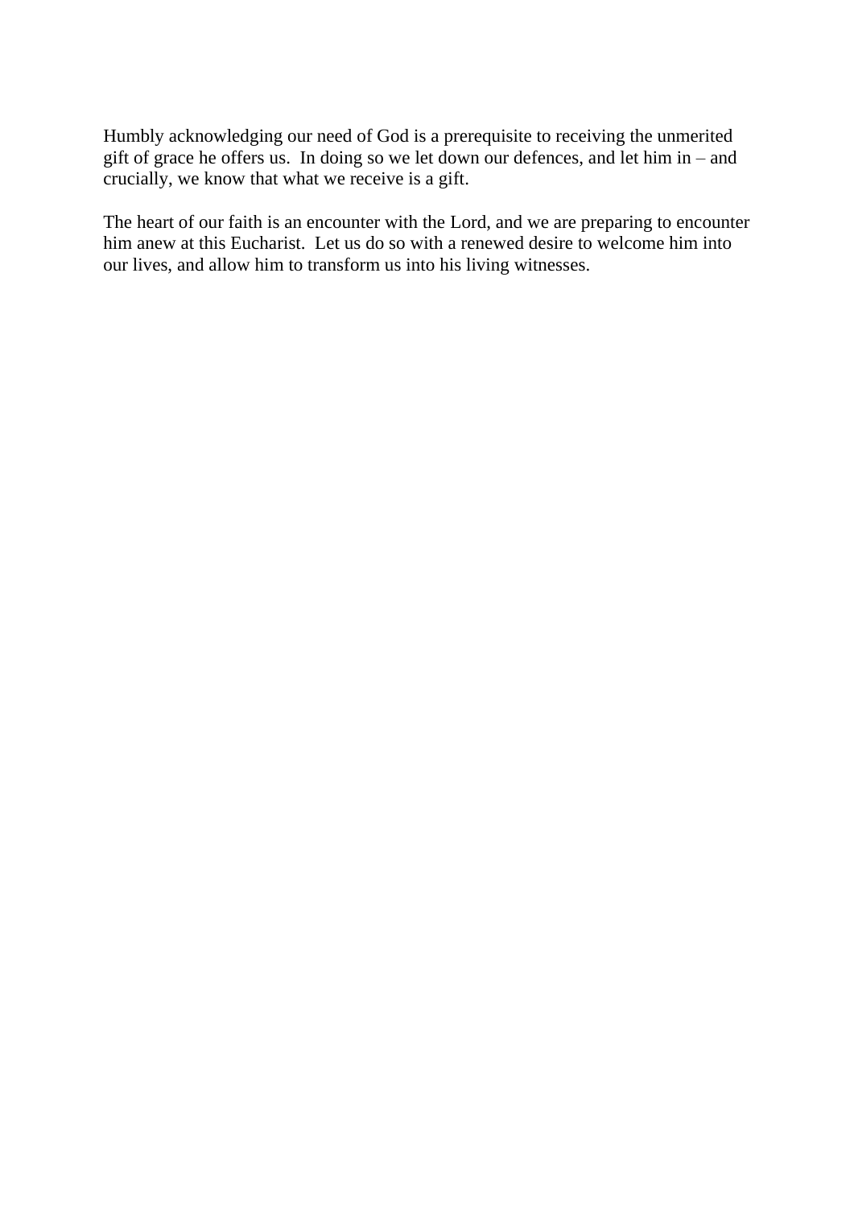Humbly acknowledging our need of God is a prerequisite to receiving the unmerited gift of grace he offers us. In doing so we let down our defences, and let him in – and crucially, we know that what we receive is a gift.

The heart of our faith is an encounter with the Lord, and we are preparing to encounter him anew at this Eucharist. Let us do so with a renewed desire to welcome him into our lives, and allow him to transform us into his living witnesses.